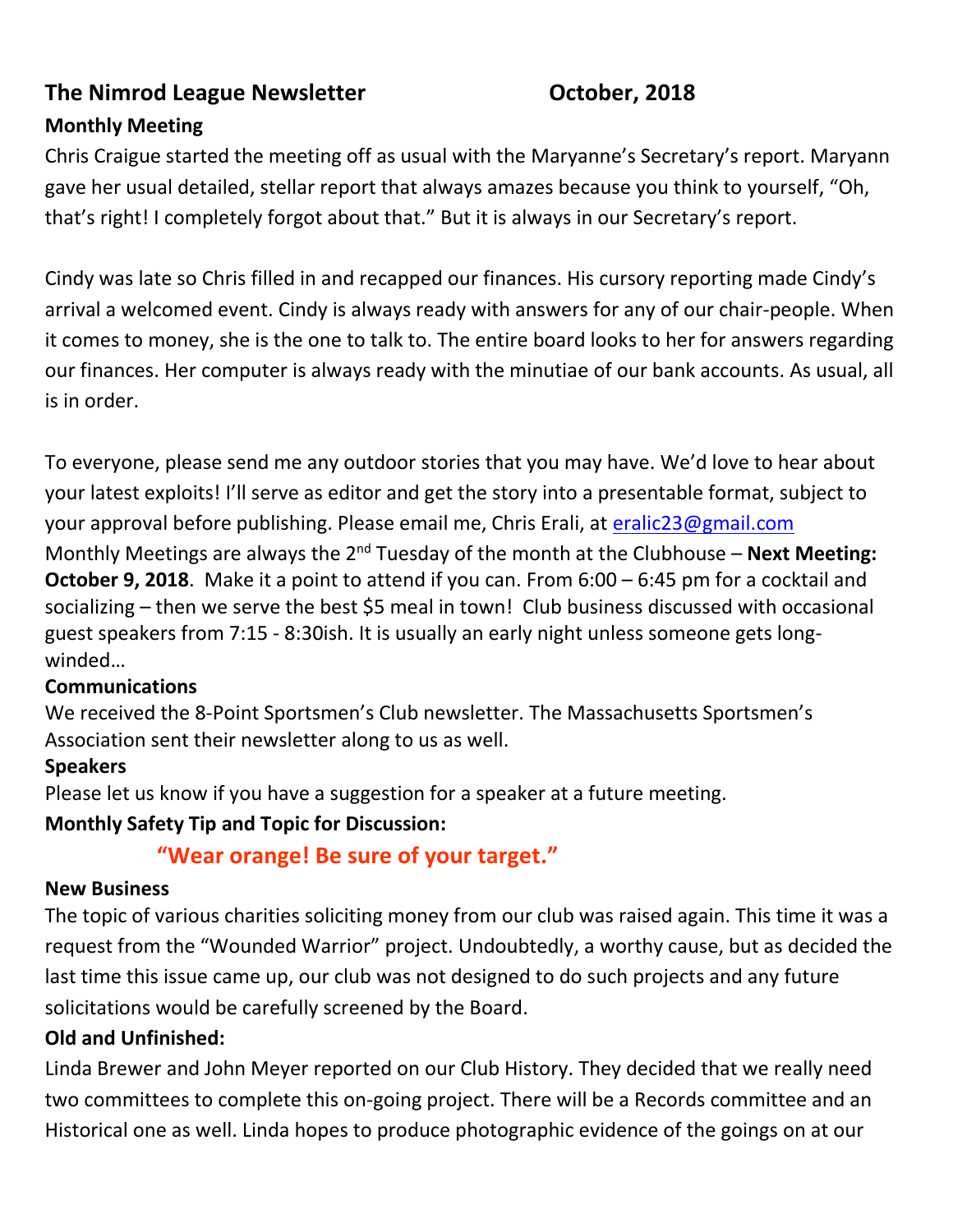# The Nimrod League Newsletter — October, 2018

**Monthly Meeting**

Chris Craigue started the meeting off as usual with the Maryanne's Secretary's report. Maryann gave her usual detailed, stellar report that always amazes because you think to yourself, "Oh, that's right! I completely forgot about that." But it is always in our Secretary's report.

Cindy was late so Chris filled in and recapped our finances. His cursory reporting made Cindy's arrival a welcomed event. Cindy is always ready with answers for any of our chair-people. When it comes to money, she is the one to talk to. The entire board looks to her for answers regarding our finances. Her computer is always ready with the minutiae of our bank accounts. As usual, all is in order.

To everyone, please send me any outdoor stories that you may have. We'd love to hear about your latest exploits! I'll serve as editor and get the story into a presentable format, subject to your approval before publishing. Please email me, Chris Erali, at eralic23@gmail.com

Monthly Meetings are always the 2nd Tuesday of the month at the Clubhouse – **Next Meeting: October 9, 2018**. Make it a point to attend if you can. From 6:00 – 6:45 pm for a cocktail and socializing – then we serve the best $5 meal in town! Club business discussed with occasional guest speakers from 7:15 - 8:30ish. It is usually an early night unless someone gets long-winded…

**Communications**

We received the 8-Point Sportsmen's Club newsletter. The Massachusetts Sportsmen's Association sent their newsletter along to us as well.

**Speakers**

Please let us know if you have a suggestion for a speaker at a future meeting.

**Monthly Safety Tip and Topic for Discussion:**

**"Wear orange! Be sure of your target."**

**New Business**

The topic of various charities soliciting money from our club was raised again. This time it was a request from the "Wounded Warrior" project. Undoubtedly, a worthy cause, but as decided the last time this issue came up, our club was not designed to do such projects and any future solicitations would be carefully screened by the Board.

**Old and Unfinished:**

Linda Brewer and John Meyer reported on our Club History. They decided that we really need two committees to complete this on-going project. There will be a Records committee and an Historical one as well. Linda hopes to produce photographic evidence of the goings on at our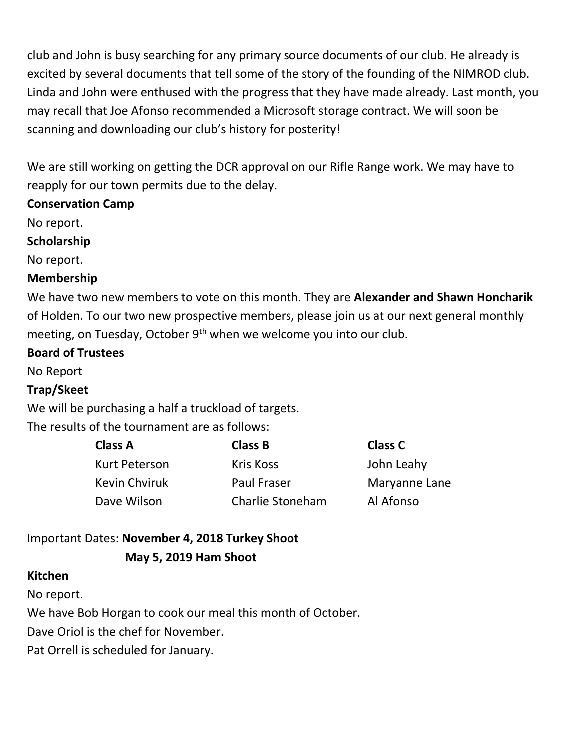club and John is busy searching for any primary source documents of our club. He already is excited by several documents that tell some of the story of the founding of the NIMROD club. Linda and John were enthused with the progress that they have made already. Last month, you may recall that Joe Afonso recommended a Microsoft storage contract. We will soon be scanning and downloading our club's history for posterity!

We are still working on getting the DCR approval on our Rifle Range work. We may have to reapply for our town permits due to the delay.

**Conservation Camp**

No report.

**Scholarship**

No report.

**Membership**

We have two new members to vote on this month. They are **Alexander and Shawn Honcharik** of Holden. To our two new prospective members, please join us at our next general monthly meeting, on Tuesday, October 9th when we welcome you into our club.

**Board of Trustees**

No Report

**Trap/Skeet**

We will be purchasing a half a truckload of targets.

The results of the tournament are as follows:

| **Class A** | **Class B** | **Class C** |
|---|---|---|
| Kurt Peterson | Kris Koss | John Leahy |
| Kevin Chviruk | Paul Fraser | Maryanne Lane |
| Dave Wilson | Charlie Stoneham | Al Afonso |

Important Dates: **November 4, 2018 Turkey Shoot**

**May 5, 2019 Ham Shoot**

**Kitchen**

No report.

We have Bob Horgan to cook our meal this month of October.

Dave Oriol is the chef for November.

Pat Orrell is scheduled for January.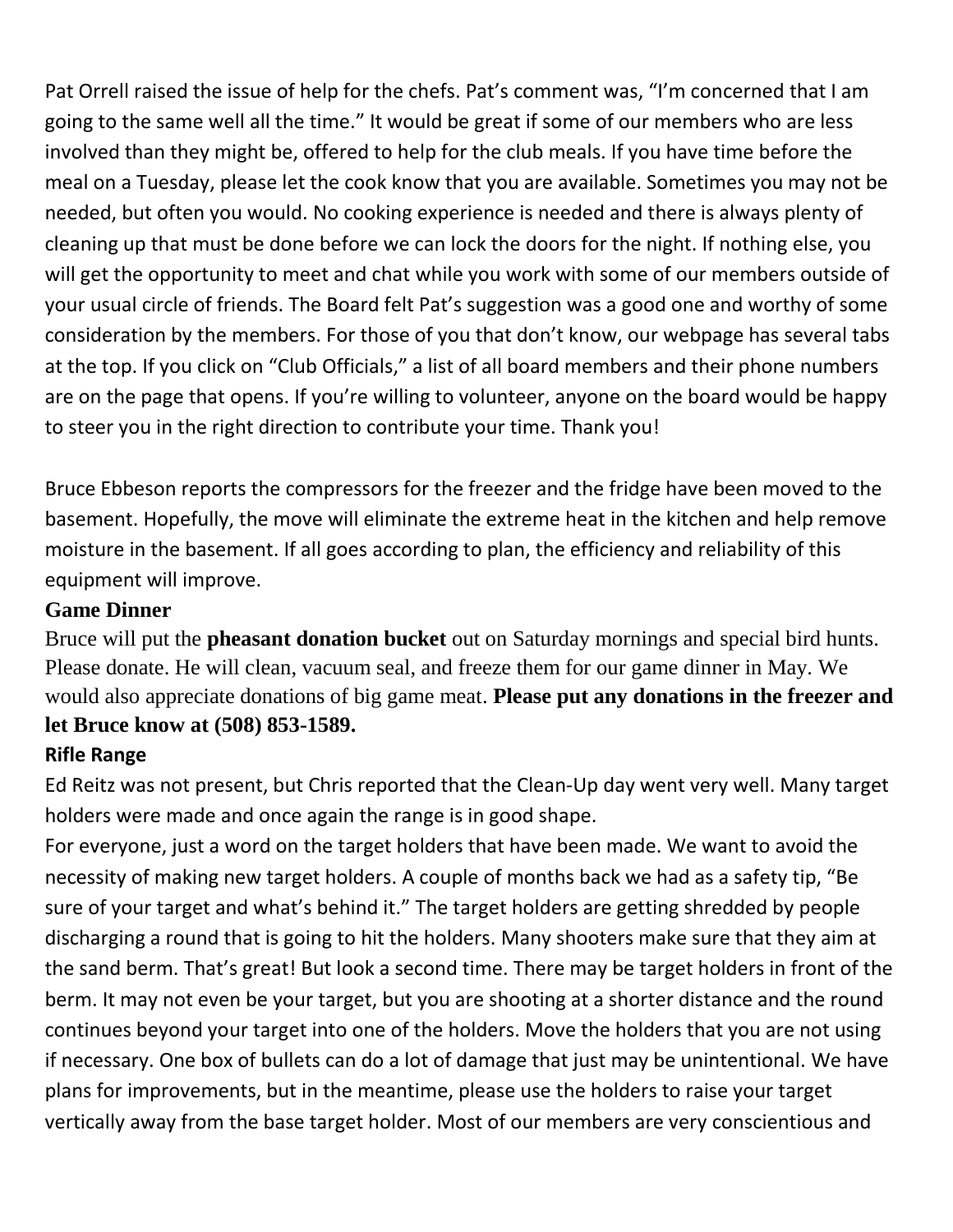Pat Orrell raised the issue of help for the chefs. Pat's comment was, "I'm concerned that I am going to the same well all the time." It would be great if some of our members who are less involved than they might be, offered to help for the club meals. If you have time before the meal on a Tuesday, please let the cook know that you are available. Sometimes you may not be needed, but often you would. No cooking experience is needed and there is always plenty of cleaning up that must be done before we can lock the doors for the night. If nothing else, you will get the opportunity to meet and chat while you work with some of our members outside of your usual circle of friends. The Board felt Pat's suggestion was a good one and worthy of some consideration by the members. For those of you that don't know, our webpage has several tabs at the top. If you click on "Club Officials," a list of all board members and their phone numbers are on the page that opens. If you're willing to volunteer, anyone on the board would be happy to steer you in the right direction to contribute your time. Thank you!

Bruce Ebbeson reports the compressors for the freezer and the fridge have been moved to the basement. Hopefully, the move will eliminate the extreme heat in the kitchen and help remove moisture in the basement. If all goes according to plan, the efficiency and reliability of this equipment will improve.

**Game Dinner**

Bruce will put the **pheasant donation bucket** out on Saturday mornings and special bird hunts. Please donate. He will clean, vacuum seal, and freeze them for our game dinner in May. We would also appreciate donations of big game meat. **Please put any donations in the freezer and let Bruce know at (508) 853-1589.**

**Rifle Range**

Ed Reitz was not present, but Chris reported that the Clean-Up day went very well. Many target holders were made and once again the range is in good shape.

For everyone, just a word on the target holders that have been made. We want to avoid the necessity of making new target holders. A couple of months back we had as a safety tip, "Be sure of your target and what's behind it." The target holders are getting shredded by people discharging a round that is going to hit the holders. Many shooters make sure that they aim at the sand berm. That's great! But look a second time. There may be target holders in front of the berm. It may not even be your target, but you are shooting at a shorter distance and the round continues beyond your target into one of the holders. Move the holders that you are not using if necessary. One box of bullets can do a lot of damage that just may be unintentional. We have plans for improvements, but in the meantime, please use the holders to raise your target vertically away from the base target holder. Most of our members are very conscientious and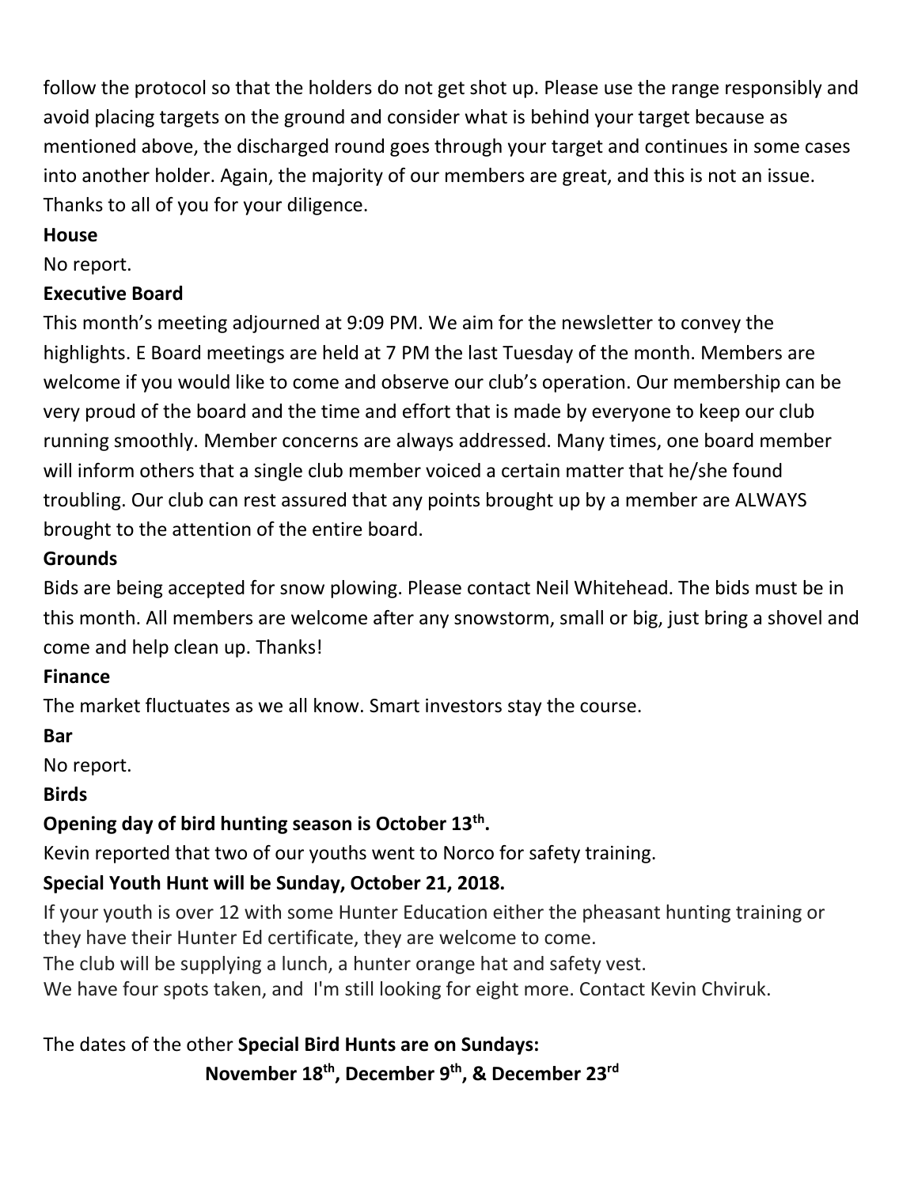follow the protocol so that the holders do not get shot up. Please use the range responsibly and avoid placing targets on the ground and consider what is behind your target because as mentioned above, the discharged round goes through your target and continues in some cases into another holder. Again, the majority of our members are great, and this is not an issue. Thanks to all of you for your diligence.

**House**

No report.

**Executive Board**

This month's meeting adjourned at 9:09 PM. We aim for the newsletter to convey the highlights. E Board meetings are held at 7 PM the last Tuesday of the month. Members are welcome if you would like to come and observe our club's operation. Our membership can be very proud of the board and the time and effort that is made by everyone to keep our club running smoothly. Member concerns are always addressed. Many times, one board member will inform others that a single club member voiced a certain matter that he/she found troubling. Our club can rest assured that any points brought up by a member are ALWAYS brought to the attention of the entire board.

**Grounds**

Bids are being accepted for snow plowing. Please contact Neil Whitehead. The bids must be in this month. All members are welcome after any snowstorm, small or big, just bring a shovel and come and help clean up. Thanks!

**Finance**

The market fluctuates as we all know. Smart investors stay the course.

**Bar**

No report.

**Birds**

**Opening day of bird hunting season is October 13th.**

Kevin reported that two of our youths went to Norco for safety training.

**Special Youth Hunt will be Sunday, October 21, 2018.**

If your youth is over 12 with some Hunter Education either the pheasant hunting training or they have their Hunter Ed certificate, they are welcome to come.

The club will be supplying a lunch, a hunter orange hat and safety vest.

We have four spots taken, and I'm still looking for eight more. Contact Kevin Chviruk.

The dates of the other **Special Bird Hunts are on Sundays:**

**November 18th, December 9th, & December 23rd**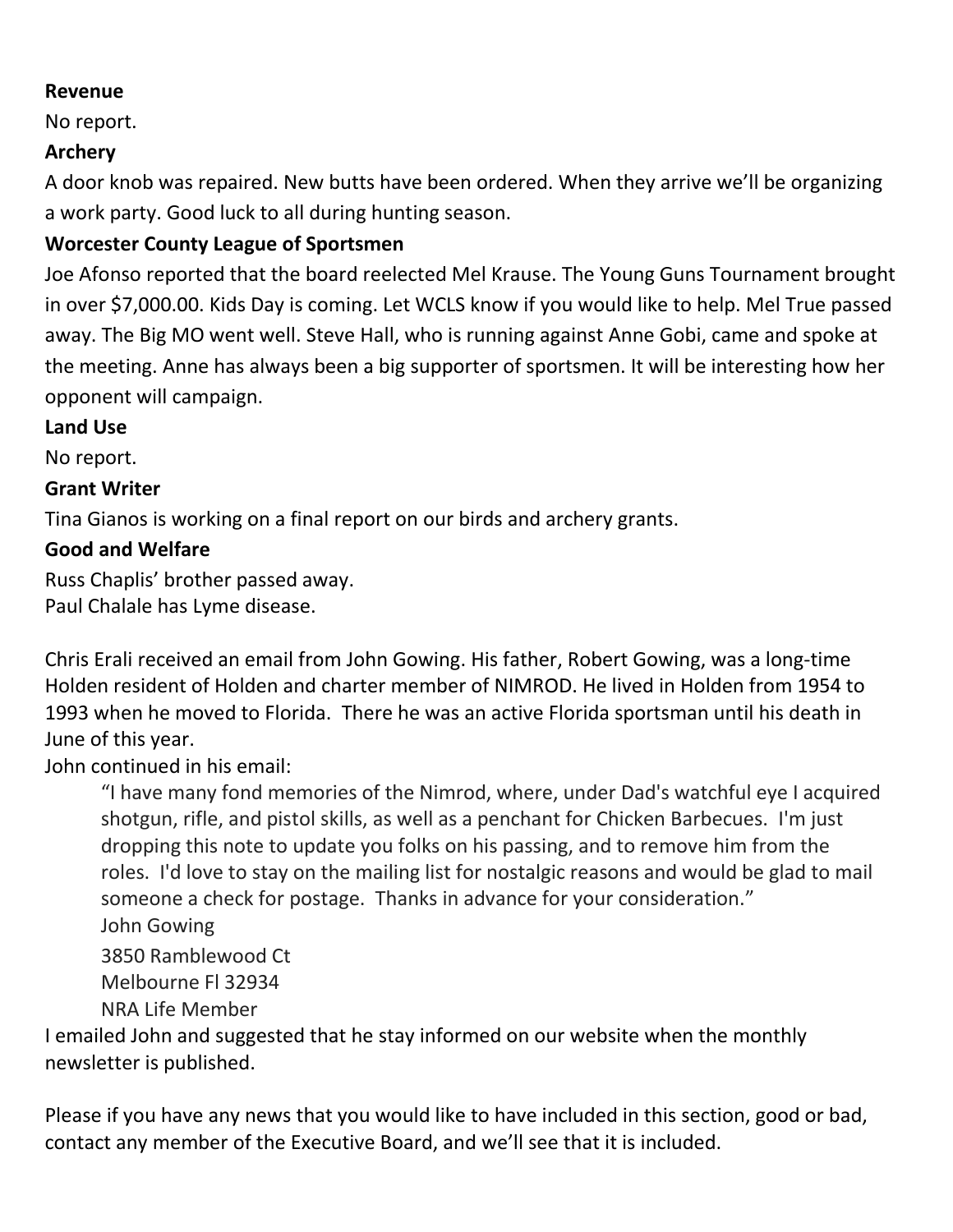**Revenue**

No report.

**Archery**

A door knob was repaired. New butts have been ordered. When they arrive we'll be organizing a work party. Good luck to all during hunting season.

**Worcester County League of Sportsmen**

Joe Afonso reported that the board reelected Mel Krause. The Young Guns Tournament brought in over $7,000.00. Kids Day is coming. Let WCLS know if you would like to help. Mel True passed away. The Big MO went well. Steve Hall, who is running against Anne Gobi, came and spoke at the meeting. Anne has always been a big supporter of sportsmen. It will be interesting how her opponent will campaign.

**Land Use**

No report.

**Grant Writer**

Tina Gianos is working on a final report on our birds and archery grants.

**Good and Welfare**

Russ Chaplis' brother passed away.
Paul Chalale has Lyme disease.

Chris Erali received an email from John Gowing. His father, Robert Gowing, was a long-time Holden resident of Holden and charter member of NIMROD. He lived in Holden from 1954 to 1993 when he moved to Florida. There he was an active Florida sportsman until his death in June of this year.

John continued in his email:

> "I have many fond memories of the Nimrod, where, under Dad's watchful eye I acquired shotgun, rifle, and pistol skills, as well as a penchant for Chicken Barbecues. I'm just dropping this note to update you folks on his passing, and to remove him from the roles. I'd love to stay on the mailing list for nostalgic reasons and would be glad to mail someone a check for postage. Thanks in advance for your consideration."
>
> John Gowing
>
> 3850 Ramblewood Ct
> Melbourne Fl 32934
> NRA Life Member

I emailed John and suggested that he stay informed on our website when the monthly newsletter is published.

Please if you have any news that you would like to have included in this section, good or bad, contact any member of the Executive Board, and we'll see that it is included.